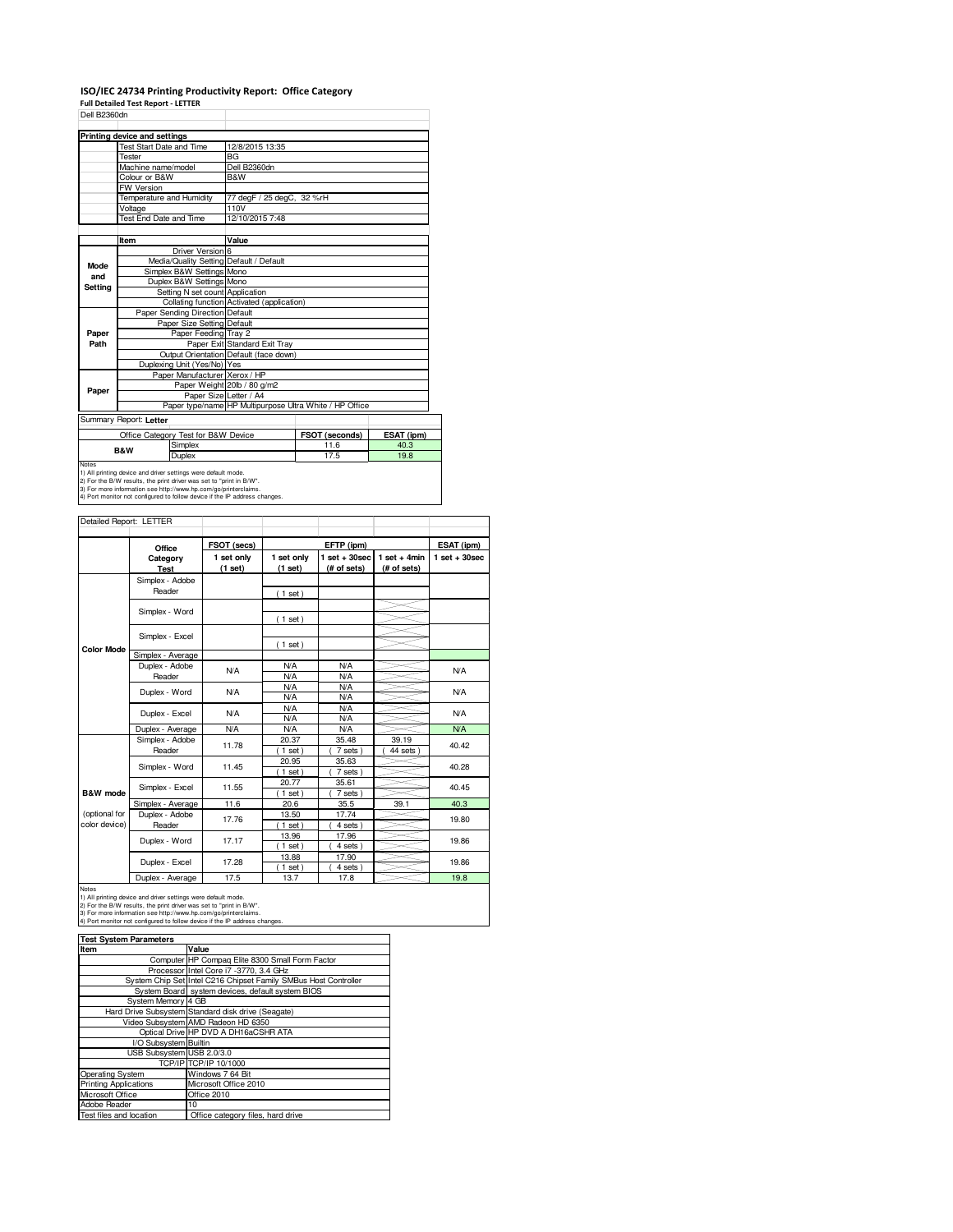# ISO/IEC 24734 Printing Productivity Report: Office Category

**Full Detailed Test Report - LETTER**

Dell B2360dn

| Printing device and settings | |
|---|---|
| Test Start Date and Time | 12/8/2015 13:35 |
| Tester | BG |
| Machine name/model | Dell B2360dn |
| Colour or B&W | B&W |
| FW Version | |
| Temperature and Humidity | 77 degF / 25 degC, 32 %rH |
| Voltage | 110V |
| Test End Date and Time | 12/10/2015 7:48 |

| | Item | Value |
|---|---|---|
| Mode and Setting | Driver Version | 6 |
| | Media/Quality Setting | Default / Default |
| | Simplex B&W Settings | Mono |
| | Duplex B&W Settings | Mono |
| | Setting N set count | Application |
| | Collating function | Activated (application) |
| Paper Path | Paper Sending Direction | Default |
| | Paper Size Setting | Default |
| | Paper Feeding | Tray 2 |
| | Paper Exit | Standard Exit Tray |
| | Output Orientation | Default (face down) |
| | Duplexing Unit (Yes/No) | Yes |
| Paper | Paper Manufacturer | Xerox / HP |
| | Paper Weight | 20lb / 80 g/m2 |
| | Paper Size | Letter / A4 |
| | Paper type/name | HP Multipurpose Ultra White / HP Office |

Summary Report: **Letter**

| Office Category Test for B&W Device | | FSOT (seconds) | ESAT (ipm) |
|---|---|---|---|
| B&W | Simplex | 11.6 | 40.3 |
| | Duplex | 17.5 | 19.8 |

Notes
1) All printing device and driver settings were default mode.
2) For the B/W results, the print driver was set to "print in B/W".
3) For more information see http://www.hp.com/go/printerclaims.
4) Port monitor not configured to follow device if the IP address changes.

Detailed Report: LETTER

| | Office Category Test | FSOT (secs) 1 set only (1 set) | EFTP (ipm) 1 set only (1 set) | EFTP (ipm) 1 set + 30sec (# of sets) | EFTP (ipm) 1 set + 4min (# of sets) | ESAT (ipm) 1 set + 30sec |
|---|---|---|---|---|---|---|
| Color Mode | Simplex - Adobe Reader | | ( 1 set ) | | | |
| | Simplex - Word | | ( 1 set ) | | | |
| | Simplex - Excel | | ( 1 set ) | | | |
| | Simplex - Average | | | | | |
| | Duplex - Adobe Reader | N/A | N/A / N/A | N/A / N/A | | N/A |
| | Duplex - Word | N/A | N/A / N/A | N/A / N/A | | N/A |
| | Duplex - Excel | N/A | N/A / N/A | N/A / N/A | | N/A |
| | Duplex - Average | N/A | N/A | N/A | | N/A |
| B&W mode (optional for color device) | Simplex - Adobe Reader | 11.78 | 20.37 ( 1 set ) | 35.48 ( 7 sets ) | 39.19 ( 44 sets ) | 40.42 |
| | Simplex - Word | 11.45 | 20.95 ( 1 set ) | 35.63 ( 7 sets ) | | 40.28 |
| | Simplex - Excel | 11.55 | 20.77 ( 1 set ) | 35.61 ( 7 sets ) | | 40.45 |
| | Simplex - Average | 11.6 | 20.6 | 35.5 | 39.1 | 40.3 |
| | Duplex - Adobe Reader | 17.76 | 13.50 ( 1 set ) | 17.74 ( 4 sets ) | | 19.80 |
| | Duplex - Word | 17.17 | 13.96 ( 1 set ) | 17.96 ( 4 sets ) | | 19.86 |
| | Duplex - Excel | 17.28 | 13.88 ( 1 set ) | 17.90 ( 4 sets ) | | 19.86 |
| | Duplex - Average | 17.5 | 13.7 | 17.8 | | 19.8 |

Notes
1) All printing device and driver settings were default mode.
2) For the B/W results, the print driver was set to "print in B/W".
3) For more information see http://www.hp.com/go/printerclaims.
4) Port monitor not configured to follow device if the IP address changes.

| Test System Parameters | |
|---|---|
| Item | Value |
| Computer | HP Compaq Elite 8300 Small Form Factor |
| Processor | Intel Core i7 -3770, 3.4 GHz |
| System Chip Set | Intel C216 Chipset Family SMBus Host Controller |
| System Board | system devices, default system BIOS |
| System Memory | 4 GB |
| Hard Drive Subsystem | Standard disk drive (Seagate) |
| Video Subsystem | AMD Radeon HD 6350 |
| Optical Drive | HP DVD A DH16aCSHR ATA |
| I/O Subsystem | Builtin |
| USB Subsystem | USB 2.0/3.0 |
| TCP/IP | TCP/IP 10/1000 |
| Operating System | Windows 7 64 Bit |
| Printing Applications | Microsoft Office 2010 |
| Microsoft Office | Office 2010 |
| Adobe Reader | 10 |
| Test files and location | Office category files, hard drive |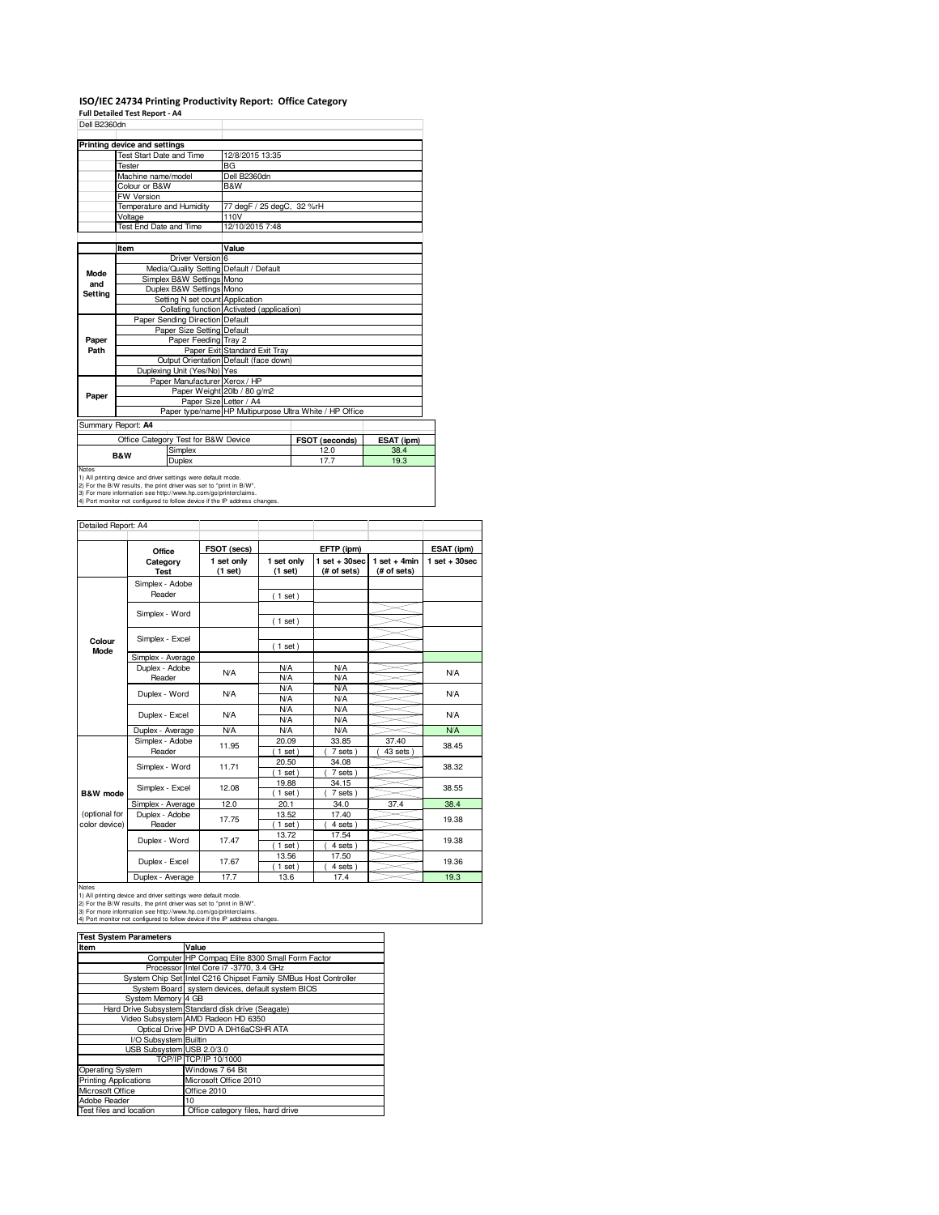# ISO/IEC 24734 Printing Productivity Report: Office Category

**Full Detailed Test Report - A4**

Dell B2360dn

| Printing device and settings | |
|---|---|
| Test Start Date and Time | 12/8/2015 13:35 |
| Tester | BG |
| Machine name/model | Dell B2360dn |
| Colour or B&W | B&W |
| FW Version | |
| Temperature and Humidity | 77 degF / 25 degC, 32 %rH |
| Voltage | 110V |
| Test End Date and Time | 12/10/2015 7:48 |

| | Item | Value |
|---|---|---|
| Mode and Setting | Driver Version | 6 |
| | Media/Quality Setting | Default / Default |
| | Simplex B&W Settings | Mono |
| | Duplex B&W Settings | Mono |
| | Setting N set count | Application |
| | Collating function | Activated (application) |
| Paper Path | Paper Sending Direction | Default |
| | Paper Size Setting | Default |
| | Paper Feeding | Tray 2 |
| | Paper Exit | Standard Exit Tray |
| | Output Orientation | Default (face down) |
| | Duplexing Unit (Yes/No) | Yes |
| Paper | Paper Manufacturer | Xerox / HP |
| | Paper Weight | 20lb / 80 g/m2 |
| | Paper Size | Letter / A4 |
| | Paper type/name | HP Multipurpose Ultra White / HP Office |

Summary Report: **A4**

| Office Category Test for B&W Device | | FSOT (seconds) | ESAT (ipm) |
|---|---|---|---|
| B&W | Simplex | 12.0 | 38.4 |
| | Duplex | 17.7 | 19.3 |

Notes
1) All printing device and driver settings were default mode.
2) For the B/W results, the print driver was set to "print in B/W".
3) For more information see http://www.hp.com/go/printerclaims.
4) Port monitor not configured to follow device if the IP address changes.

Detailed Report: A4

| | Office Category Test | FSOT (secs) 1 set only (1 set) | EFTP (ipm) 1 set only (1 set) | EFTP (ipm) 1 set + 30sec (# of sets) | EFTP (ipm) 1 set + 4min (# of sets) | ESAT (ipm) 1 set + 30sec |
|---|---|---|---|---|---|---|
| Colour Mode | Simplex - Adobe Reader | | ( 1 set ) | | | |
| | Simplex - Word | | ( 1 set ) | | | |
| | Simplex - Excel | | ( 1 set ) | | | |
| | Simplex - Average | | | | | |
| | Duplex - Adobe Reader | N/A | N/A<br>N/A | N/A<br>N/A | | N/A |
| | Duplex - Word | N/A | N/A<br>N/A | N/A<br>N/A | | N/A |
| | Duplex - Excel | N/A | N/A<br>N/A | N/A<br>N/A | | N/A |
| | Duplex - Average | N/A | N/A | N/A | | N/A |
| B&W mode (optional for color device) | Simplex - Adobe Reader | 11.95 | 20.09<br>( 1 set ) | 33.85<br>( 7 sets ) | 37.40<br>( 43 sets ) | 38.45 |
| | Simplex - Word | 11.71 | 20.50<br>( 1 set ) | 34.08<br>( 7 sets ) | | 38.32 |
| | Simplex - Excel | 12.08 | 19.88<br>( 1 set ) | 34.15<br>( 7 sets ) | | 38.55 |
| | Simplex - Average | 12.0 | 20.1 | 34.0 | 37.4 | 38.4 |
| | Duplex - Adobe Reader | 17.75 | 13.52<br>( 1 set ) | 17.40<br>( 4 sets ) | | 19.38 |
| | Duplex - Word | 17.47 | 13.72<br>( 1 set ) | 17.54<br>( 4 sets ) | | 19.38 |
| | Duplex - Excel | 17.67 | 13.56<br>( 1 set ) | 17.50<br>( 4 sets ) | | 19.36 |
| | Duplex - Average | 17.7 | 13.6 | 17.4 | | 19.3 |

Notes
1) All printing device and driver settings were default mode.
2) For the B/W results, the print driver was set to "print in B/W".
3) For more information see http://www.hp.com/go/printerclaims.
4) Port monitor not configured to follow device if the IP address changes.

| Test System Parameters | |
|---|---|
| **Item** | **Value** |
| Computer | HP Compaq Elite 8300 Small Form Factor |
| Processor | Intel Core i7 -3770, 3.4 GHz |
| System Chip Set | Intel C216 Chipset Family SMBus Host Controller |
| System Board | system devices, default system BIOS |
| System Memory | 4 GB |
| Hard Drive Subsystem | Standard disk drive (Seagate) |
| Video Subsystem | AMD Radeon HD 6350 |
| Optical Drive | HP DVD A DH16aCSHR ATA |
| I/O Subsystem | Builtin |
| USB Subsystem | USB 2.0/3.0 |
| TCP/IP | TCP/IP 10/1000 |
| Operating System | Windows 7 64 Bit |
| Printing Applications | Microsoft Office 2010 |
| Microsoft Office | Office 2010 |
| Adobe Reader | 10 |
| Test files and location | Office category files, hard drive |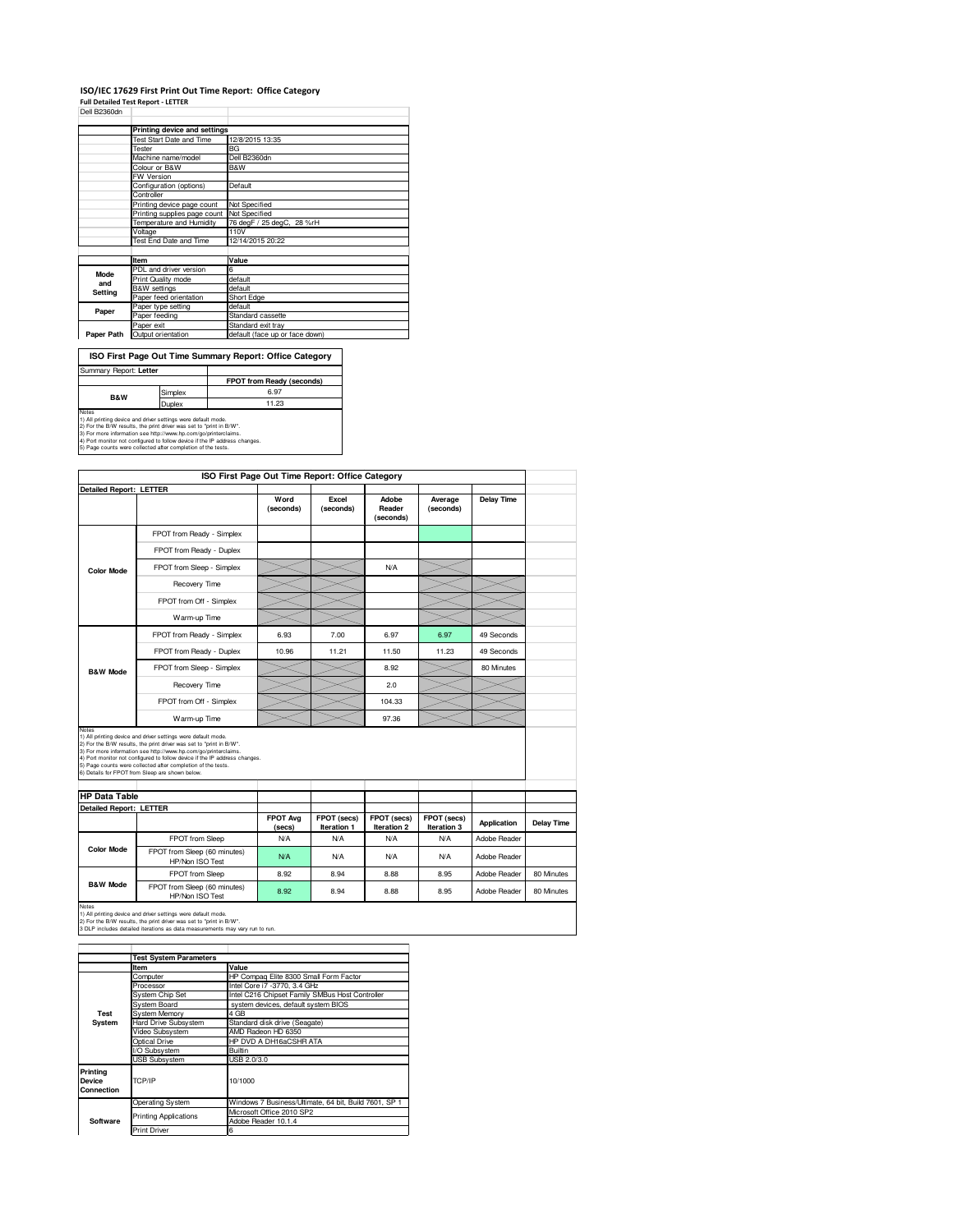# ISO/IEC 17629 First Print Out Time Report: Office Category

**Full Detailed Test Report - LETTER**

Dell B2360dn

| | Printing device and settings | |
|---|---|---|
| | Test Start Date and Time | 12/8/2015 13:35 |
| | Tester | BG |
| | Machine name/model | Dell B2360dn |
| | Colour or B&W | B&W |
| | FW Version | |
| | Configuration (options) | Default |
| | Controller | |
| | Printing device page count | Not Specified |
| | Printing supplies page count | Not Specified |
| | Temperature and Humidity | 76 degF / 25 degC, 28 %rH |
| | Voltage | 110V |
| | Test End Date and Time | 12/14/2015 20:22 |

| | Item | Value |
|---|---|---|
| Mode and Setting | PDL and driver version | 6 |
| | Print Quality mode | default |
| | B&W settings | default |
| | Paper feed orientation | Short Edge |
| Paper | Paper type setting | default |
| | Paper feeding | Standard cassette |
| | Paper exit | Standard exit tray |
| Paper Path | Output orientation | default (face up or face down) |

## ISO First Page Out Time Summary Report: Office Category

| Summary Report: **Letter** | | |
|---|---|---|
| | | FPOT from Ready (seconds) |
| B&W | Simplex | 6.97 |
| | Duplex | 11.23 |

Notes
1) All printing device and driver settings were default mode.
2) For the B/W results, the print driver was set to "print in B/W".
3) For more information see http://www.hp.com/go/printerclaims.
4) Port monitor not configured to follow device if the IP address changes.
5) Page counts were collected after completion of the tests.

## ISO First Page Out Time Report: Office Category

| Detailed Report: LETTER | | Word (seconds) | Excel (seconds) | Adobe Reader (seconds) | Average (seconds) | Delay Time |
|---|---|---|---|---|---|---|
| Color Mode | FPOT from Ready - Simplex | | | | | |
| | FPOT from Ready - Duplex | | | | | |
| | FPOT from Sleep - Simplex | | | N/A | | |
| | Recovery Time | | | | | |
| | FPOT from Off - Simplex | | | | | |
| | Warm-up Time | | | | | |
| B&W Mode | FPOT from Ready - Simplex | 6.93 | 7.00 | 6.97 | 6.97 | 49 Seconds |
| | FPOT from Ready - Duplex | 10.96 | 11.21 | 11.50 | 11.23 | 49 Seconds |
| | FPOT from Sleep - Simplex | | | 8.92 | | 80 Minutes |
| | Recovery Time | | | 2.0 | | |
| | FPOT from Off - Simplex | | | 104.33 | | |
| | Warm-up Time | | | 97.36 | | |

Notes
1) All printing device and driver settings were default mode.
2) For the B/W results, the print driver was set to "print in B/W".
3) For more information see http://www.hp.com/go/printerclaims.
4) Port monitor not configured to follow device if the IP address changes.
5) Page counts were collected after completion of the tests.
6) Details for FPOT from Sleep are shown below.

## HP Data Table

| Detailed Report: LETTER | | FPOT Avg (secs) | FPOT (secs) Iteration 1 | FPOT (secs) Iteration 2 | FPOT (secs) Iteration 3 | Application | Delay Time |
|---|---|---|---|---|---|---|---|
| Color Mode | FPOT from Sleep | N/A | N/A | N/A | N/A | Adobe Reader | |
| | FPOT from Sleep (60 minutes) HP/Non ISO Test | N/A | N/A | N/A | N/A | Adobe Reader | |
| B&W Mode | FPOT from Sleep | 8.92 | 8.94 | 8.88 | 8.95 | Adobe Reader | 80 Minutes |
| | FPOT from Sleep (60 minutes) HP/Non ISO Test | 8.92 | 8.94 | 8.88 | 8.95 | Adobe Reader | 80 Minutes |

Notes
1) All printing device and driver settings were default mode.
2) For the B/W results, the print driver was set to "print in B/W".
3 DLP includes detailed iterations as data measurements may vary run to run.

| | Test System Parameters | |
|---|---|---|
| | Item | Value |
| Test System | Computer | HP Compaq Elite 8300 Small Form Factor |
| | Processor | Intel Core i7 -3770, 3.4 GHz |
| | System Chip Set | Intel C216 Chipset Family SMBus Host Controller |
| | System Board | system devices, default system BIOS |
| | System Memory | 4 GB |
| | Hard Drive Subsystem | Standard disk drive (Seagate) |
| | Video Subsystem | AMD Radeon HD 6350 |
| | Optical Drive | HP DVD A DH16aCSHR ATA |
| | I/O Subsystem | Builtin |
| | USB Subsystem | USB 2.0/3.0 |
| Printing Device Connection | TCP/IP | 10/1000 |
| Software | Operating System | Windows 7 Business/Ultimate, 64 bit, Build 7601, SP 1 |
| | Printing Applications | Microsoft Office 2010 SP2 |
| | | Adobe Reader 10.1.4 |
| | Print Driver | 6 |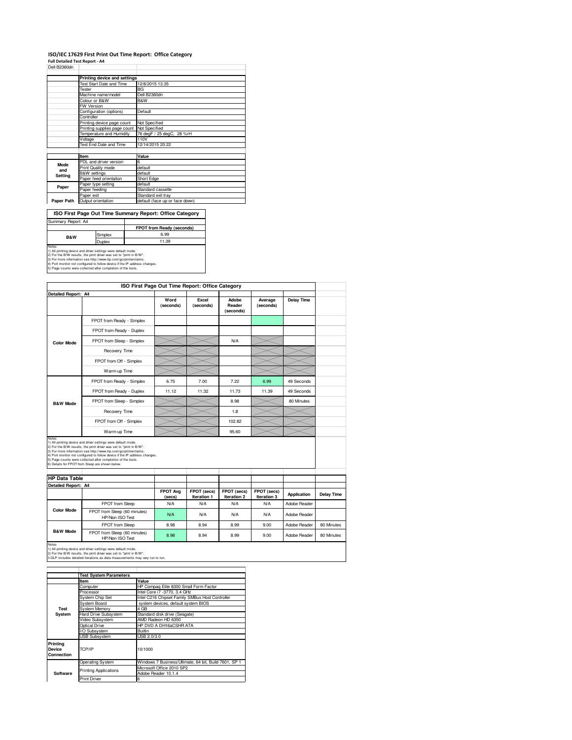# ISO/IEC 17629 First Print Out Time Report: Office Category

**Full Detailed Test Report - A4**

| Dell B2360dn | | |
|---|---|---|
| | **Printing device and settings** | |
| | Test Start Date and Time | 12/8/2015 13:35 |
| | Tester | BG |
| | Machine name/model | Dell B2360dn |
| | Colour or B&W | B&W |
| | FW Version | |
| | Configuration (options) | Default |
| | Controller | |
| | Printing device page count | Not Specified |
| | Printing supplies page count | Not Specified |
| | Temperature and Humidity | 76 degF / 25 degC, 28 %rH |
| | Voltage | 110V |
| | Test End Date and Time | 12/14/2015 20:22 |

| | Item | Value |
|---|---|---|
| Mode and Setting | PDL and driver version | 6 |
| | Print Quality mode | default |
| | B&W settings | default |
| | Paper feed orientation | Short Edge |
| Paper | Paper type setting | default |
| | Paper feeding | Standard cassette |
| | Paper exit | Standard exit tray |
| Paper Path | Output orientation | default (face up or face down) |

## ISO First Page Out Time Summary Report: Office Category

| Summary Report: A4 | | |
|---|---|---|
| | | FPOT from Ready (seconds) |
| B&W | Simplex | 6.99 |
| | Duplex | 11.39 |

Notes
1) All printing device and driver settings were default mode.
2) For the B/W results, the print driver was set to "print in B/W".
3) For more information see http://www.hp.com/go/printerclaims.
4) Port monitor not configured to follow device if the IP address changes.
5) Page counts were collected after completion of the tests.

## ISO First Page Out Time Report: Office Category

| Detailed Report: A4 | | Word (seconds) | Excel (seconds) | Adobe Reader (seconds) | Average (seconds) | Delay Time |
|---|---|---|---|---|---|---|
| Color Mode | FPOT from Ready - Simplex | | | | | |
| | FPOT from Ready - Duplex | | | | | |
| | FPOT from Sleep - Simplex | | | N/A | | |
| | Recovery Time | | | | | |
| | FPOT from Off - Simplex | | | | | |
| | Warm-up Time | | | | | |
| B&W Mode | FPOT from Ready - Simplex | 6.75 | 7.00 | 7.22 | 6.99 | 49 Seconds |
| | FPOT from Ready - Duplex | 11.12 | 11.32 | 11.73 | 11.39 | 49 Seconds |
| | FPOT from Sleep - Simplex | | | 8.98 | | 80 Minutes |
| | Recovery Time | | | 1.8 | | |
| | FPOT from Off - Simplex | | | 102.82 | | |
| | Warm-up Time | | | 95.60 | | |

Notes
1) All printing device and driver settings were default mode.
2) For the B/W results, the print driver was set to "print in B/W".
3) For more information see http://www.hp.com/go/printerclaims.
4) Port monitor not configured to follow device if the IP address changes.
5) Page counts were collected after completion of the tests.
6) Details for FPOT from Sleep are shown below.

## HP Data Table

| Detailed Report: A4 | | FPOT Avg (secs) | FPOT (secs) Iteration 1 | FPOT (secs) Iteration 2 | FPOT (secs) Iteration 3 | Application | Delay Time |
|---|---|---|---|---|---|---|---|
| Color Mode | FPOT from Sleep | N/A | N/A | N/A | N/A | Adobe Reader | |
| | FPOT from Sleep (60 minutes) HP/Non ISO Test | N/A | N/A | N/A | N/A | Adobe Reader | |
| B&W Mode | FPOT from Sleep | 8.98 | 8.94 | 8.99 | 9.00 | Adobe Reader | 80 Minutes |
| | FPOT from Sleep (60 minutes) HP/Non ISO Test | 8.98 | 8.94 | 8.99 | 9.00 | Adobe Reader | 80 Minutes |

Notes
1) All printing device and driver settings were default mode.
2) For the B/W results, the print driver was set to "print in B/W".
3 DLP includes detailed iterations as data measurements may vary run to run.

| | **Test System Parameters** | |
|---|---|---|
| | Item | Value |
| Test System | Computer | HP Compaq Elite 8300 Small Form Factor |
| | Processor | Intel Core i7 -3770, 3.4 GHz |
| | System Chip Set | Intel C216 Chipset Family SMBus Host Controller |
| | System Board | system devices, default system BIOS |
| | System Memory | 4 GB |
| | Hard Drive Subsystem | Standard disk drive (Seagate) |
| | Video Subsystem | AMD Radeon HD 6350 |
| | Optical Drive | HP DVD A DH16aCSHR ATA |
| | I/O Subsystem | Builtin |
| | USB Subsystem | USB 2.0/3.0 |
| Printing Device Connection | TCP/IP | 10/1000 |
| Software | Operating System | Windows 7 Business/Ultimate, 64 bit, Build 7601, SP 1 |
| | Printing Applications | Microsoft Office 2010 SP2 |
| | | Adobe Reader 10.1.4 |
| | Print Driver | 6 |